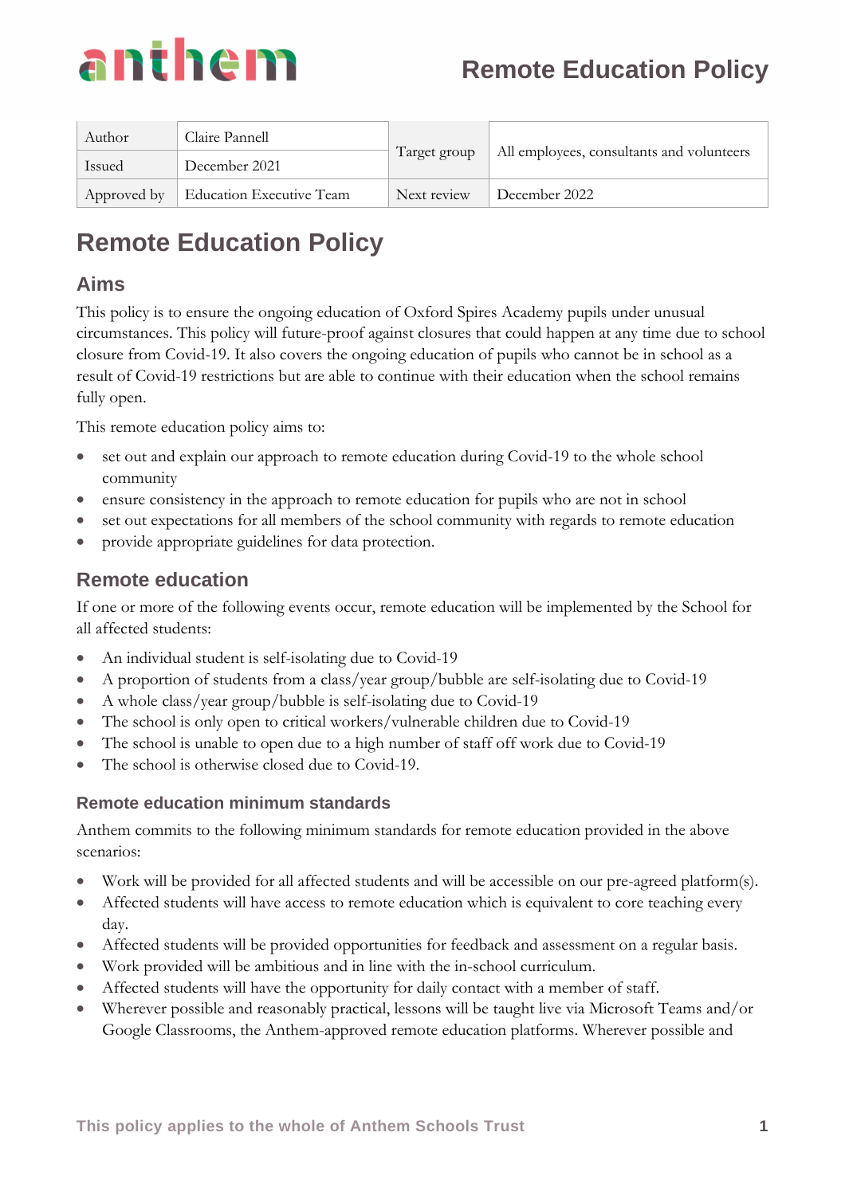anthem

# Remote Education Policy

| Author | Claire Pannell | Target group | All employees, consultants and volunteers |
|---|---|---|---|
| Issued | December 2021 | | |
| Approved by | Education Executive Team | Next review | December 2022 |

# Remote Education Policy

## Aims

This policy is to ensure the ongoing education of Oxford Spires Academy pupils under unusual circumstances. This policy will future-proof against closures that could happen at any time due to school closure from Covid-19. It also covers the ongoing education of pupils who cannot be in school as a result of Covid-19 restrictions but are able to continue with their education when the school remains fully open.

This remote education policy aims to:

- set out and explain our approach to remote education during Covid-19 to the whole school community
- ensure consistency in the approach to remote education for pupils who are not in school
- set out expectations for all members of the school community with regards to remote education
- provide appropriate guidelines for data protection.

## Remote education

If one or more of the following events occur, remote education will be implemented by the School for all affected students:

- An individual student is self-isolating due to Covid-19
- A proportion of students from a class/year group/bubble are self-isolating due to Covid-19
- A whole class/year group/bubble is self-isolating due to Covid-19
- The school is only open to critical workers/vulnerable children due to Covid-19
- The school is unable to open due to a high number of staff off work due to Covid-19
- The school is otherwise closed due to Covid-19.

### Remote education minimum standards

Anthem commits to the following minimum standards for remote education provided in the above scenarios:

- Work will be provided for all affected students and will be accessible on our pre-agreed platform(s).
- Affected students will have access to remote education which is equivalent to core teaching every day.
- Affected students will be provided opportunities for feedback and assessment on a regular basis.
- Work provided will be ambitious and in line with the in-school curriculum.
- Affected students will have the opportunity for daily contact with a member of staff.
- Wherever possible and reasonably practical, lessons will be taught live via Microsoft Teams and/or Google Classrooms, the Anthem-approved remote education platforms. Wherever possible and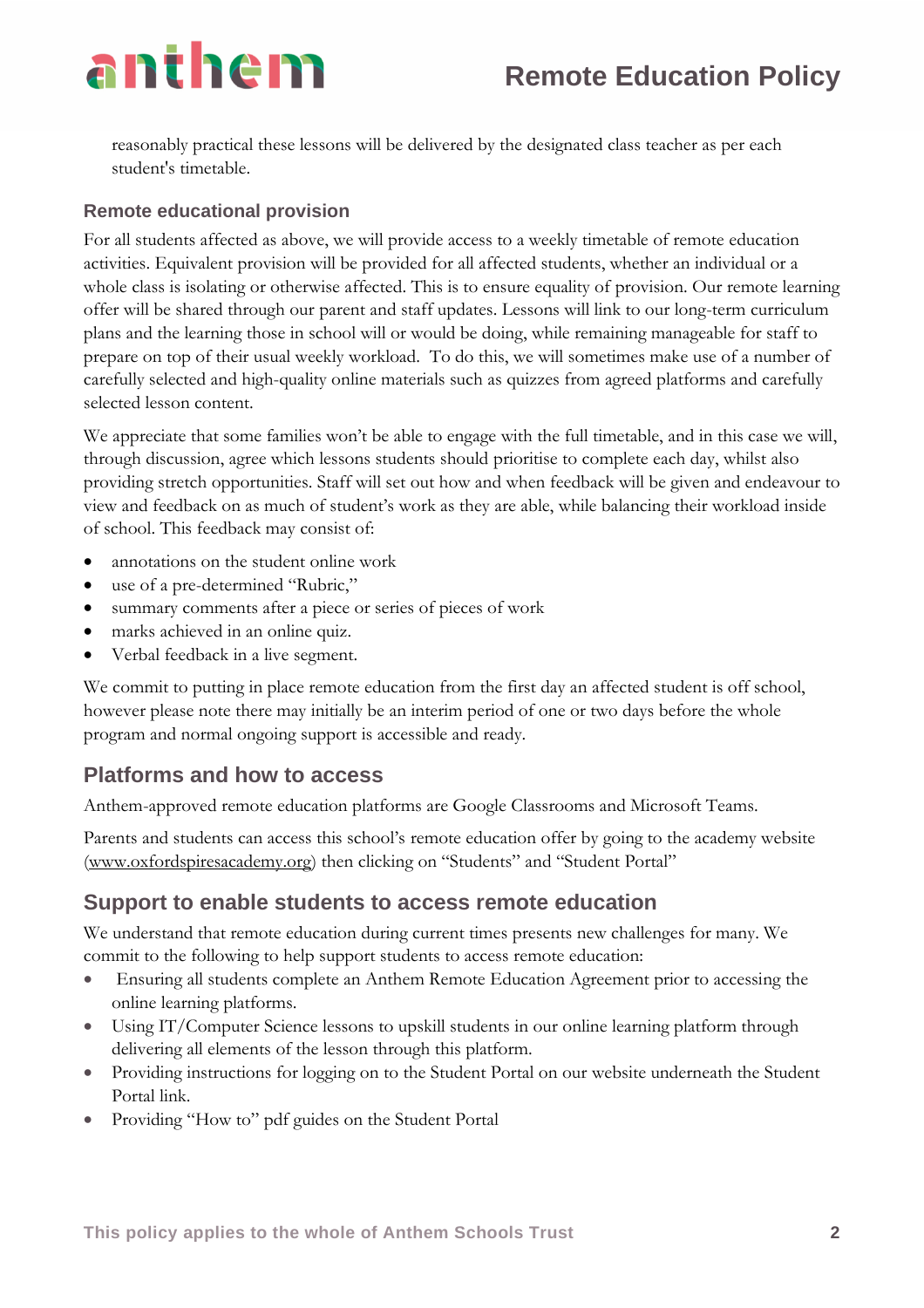reasonably practical these lessons will be delivered by the designated class teacher as per each student's timetable.

### Remote educational provision

For all students affected as above, we will provide access to a weekly timetable of remote education activities. Equivalent provision will be provided for all affected students, whether an individual or a whole class is isolating or otherwise affected. This is to ensure equality of provision. Our remote learning offer will be shared through our parent and staff updates. Lessons will link to our long-term curriculum plans and the learning those in school will or would be doing, while remaining manageable for staff to prepare on top of their usual weekly workload. To do this, we will sometimes make use of a number of carefully selected and high-quality online materials such as quizzes from agreed platforms and carefully selected lesson content.

We appreciate that some families won't be able to engage with the full timetable, and in this case we will, through discussion, agree which lessons students should prioritise to complete each day, whilst also providing stretch opportunities. Staff will set out how and when feedback will be given and endeavour to view and feedback on as much of student's work as they are able, while balancing their workload inside of school. This feedback may consist of:

- annotations on the student online work
- use of a pre-determined "Rubric,"
- summary comments after a piece or series of pieces of work
- marks achieved in an online quiz.
- Verbal feedback in a live segment.

We commit to putting in place remote education from the first day an affected student is off school, however please note there may initially be an interim period of one or two days before the whole program and normal ongoing support is accessible and ready.

## Platforms and how to access

Anthem-approved remote education platforms are Google Classrooms and Microsoft Teams.

Parents and students can access this school's remote education offer by going to the academy website (www.oxfordspiresacademy.org) then clicking on "Students" and "Student Portal"

## Support to enable students to access remote education

We understand that remote education during current times presents new challenges for many. We commit to the following to help support students to access remote education:

- Ensuring all students complete an Anthem Remote Education Agreement prior to accessing the online learning platforms.
- Using IT/Computer Science lessons to upskill students in our online learning platform through delivering all elements of the lesson through this platform.
- Providing instructions for logging on to the Student Portal on our website underneath the Student Portal link.
- Providing "How to" pdf guides on the Student Portal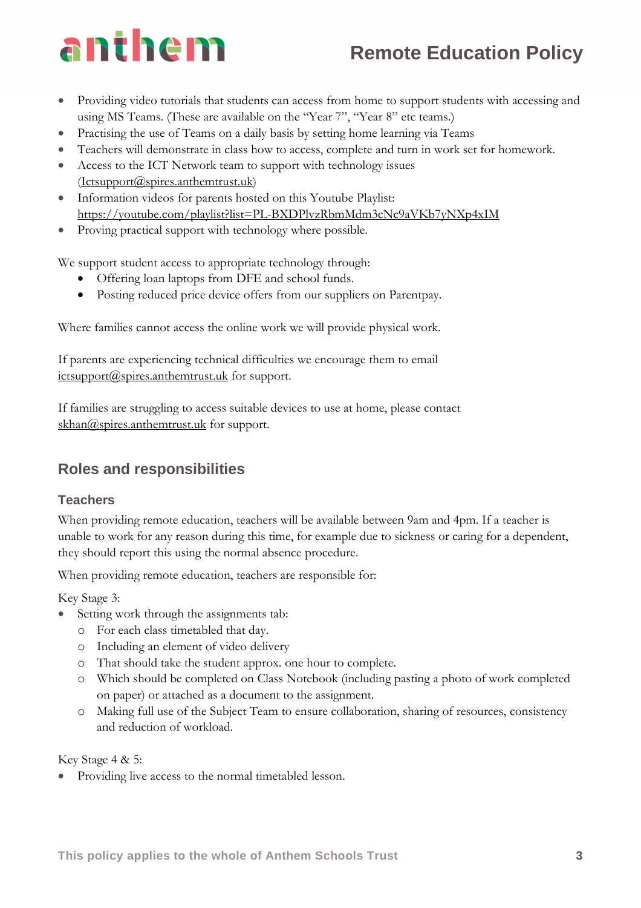- Providing video tutorials that students can access from home to support students with accessing and using MS Teams. (These are available on the "Year 7", "Year 8" etc teams.)
- Practising the use of Teams on a daily basis by setting home learning via Teams
- Teachers will demonstrate in class how to access, complete and turn in work set for homework.
- Access to the ICT Network team to support with technology issues (Ictsupport@spires.anthemtrust.uk)
- Information videos for parents hosted on this Youtube Playlist: https://youtube.com/playlist?list=PL-BXDPlvzRbmMdm3cNc9aVKb7yNXp4xIM
- Proving practical support with technology where possible.

We support student access to appropriate technology through:

- Offering loan laptops from DFE and school funds.
- Posting reduced price device offers from our suppliers on Parentpay.

Where families cannot access the online work we will provide physical work.

If parents are experiencing technical difficulties we encourage them to email ictsupport@spires.anthemtrust.uk for support.

If families are struggling to access suitable devices to use at home, please contact skhan@spires.anthemtrust.uk for support.

## Roles and responsibilities

### Teachers

When providing remote education, teachers will be available between 9am and 4pm. If a teacher is unable to work for any reason during this time, for example due to sickness or caring for a dependent, they should report this using the normal absence procedure.

When providing remote education, teachers are responsible for:

Key Stage 3:

- Setting work through the assignments tab:
  - For each class timetabled that day.
  - Including an element of video delivery
  - That should take the student approx. one hour to complete.
  - Which should be completed on Class Notebook (including pasting a photo of work completed on paper) or attached as a document to the assignment.
  - Making full use of the Subject Team to ensure collaboration, sharing of resources, consistency and reduction of workload.

Key Stage 4 & 5:

- Providing live access to the normal timetabled lesson.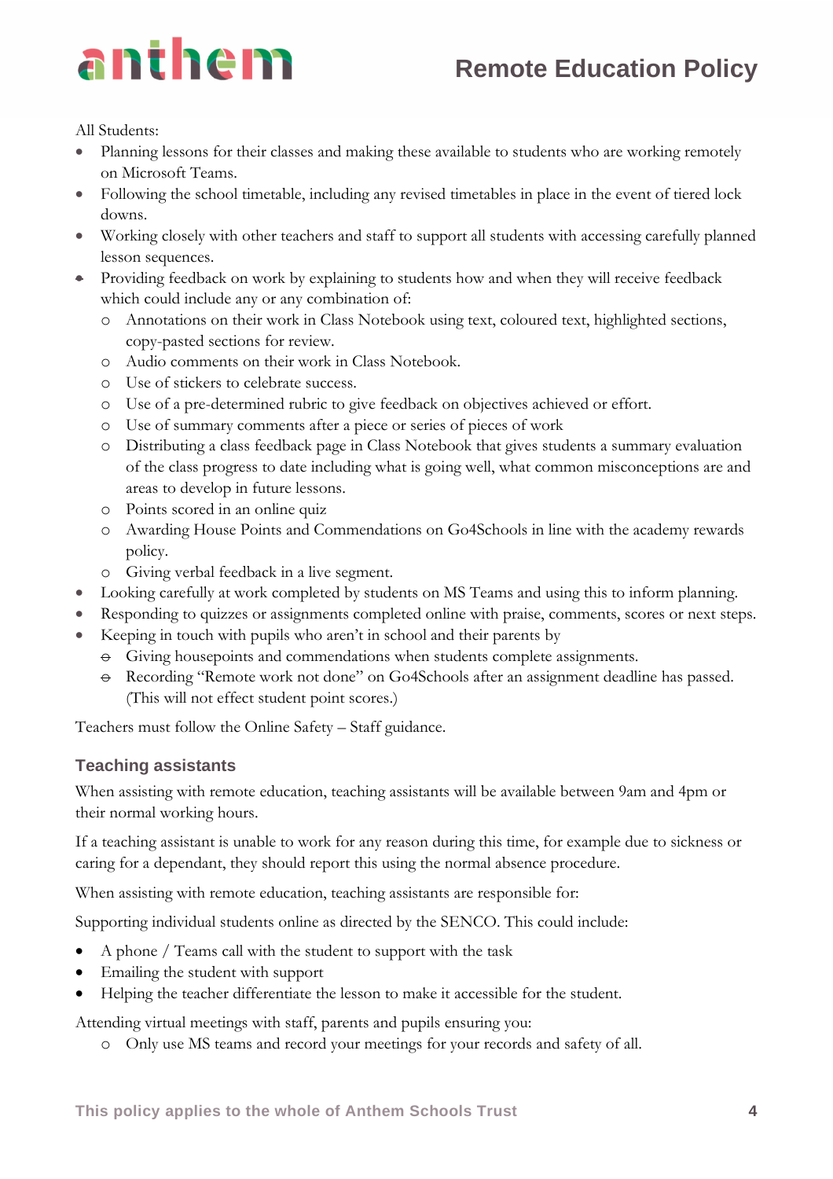All Students:

- Planning lessons for their classes and making these available to students who are working remotely on Microsoft Teams.
- Following the school timetable, including any revised timetables in place in the event of tiered lock downs.
- Working closely with other teachers and staff to support all students with accessing carefully planned lesson sequences.
- Providing feedback on work by explaining to students how and when they will receive feedback which could include any or any combination of:
    - Annotations on their work in Class Notebook using text, coloured text, highlighted sections, copy-pasted sections for review.
    - Audio comments on their work in Class Notebook.
    - Use of stickers to celebrate success.
    - Use of a pre-determined rubric to give feedback on objectives achieved or effort.
    - Use of summary comments after a piece or series of pieces of work
    - Distributing a class feedback page in Class Notebook that gives students a summary evaluation of the class progress to date including what is going well, what common misconceptions are and areas to develop in future lessons.
    - Points scored in an online quiz
    - Awarding House Points and Commendations on Go4Schools in line with the academy rewards policy.
    - Giving verbal feedback in a live segment.
- Looking carefully at work completed by students on MS Teams and using this to inform planning.
- Responding to quizzes or assignments completed online with praise, comments, scores or next steps.
- Keeping in touch with pupils who aren't in school and their parents by
    - Giving housepoints and commendations when students complete assignments.
    - Recording "Remote work not done" on Go4Schools after an assignment deadline has passed. (This will not effect student point scores.)

Teachers must follow the Online Safety – Staff guidance.

### Teaching assistants

When assisting with remote education, teaching assistants will be available between 9am and 4pm or their normal working hours.

If a teaching assistant is unable to work for any reason during this time, for example due to sickness or caring for a dependant, they should report this using the normal absence procedure.

When assisting with remote education, teaching assistants are responsible for:

Supporting individual students online as directed by the SENCO. This could include:

- A phone / Teams call with the student to support with the task
- Emailing the student with support
- Helping the teacher differentiate the lesson to make it accessible for the student.

Attending virtual meetings with staff, parents and pupils ensuring you:

- Only use MS teams and record your meetings for your records and safety of all.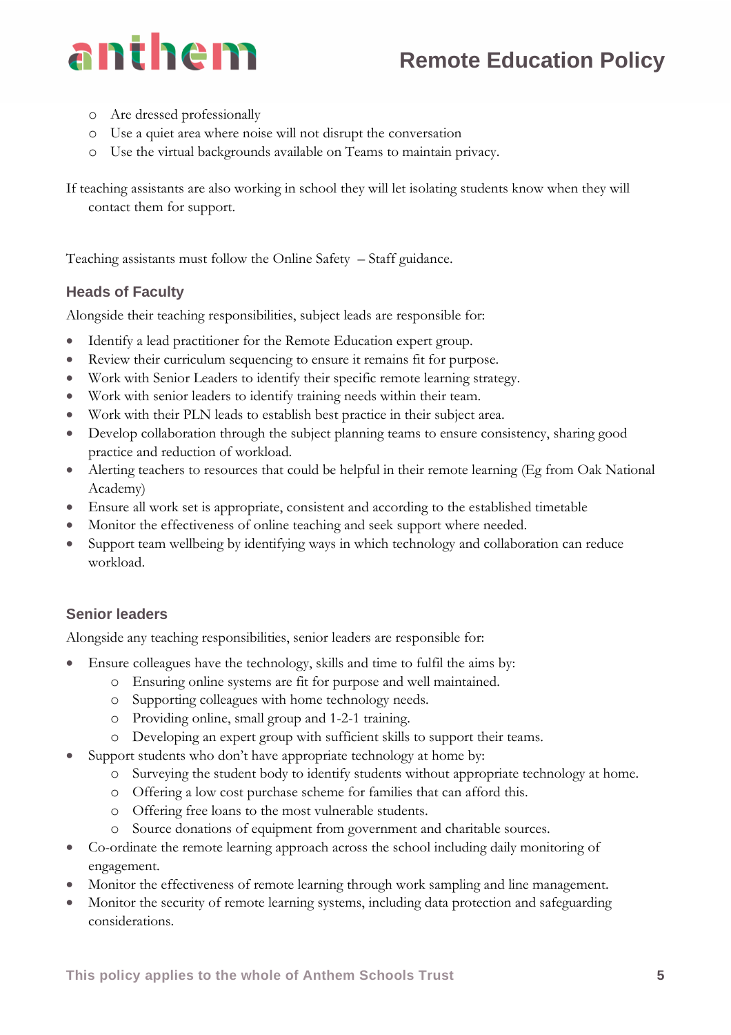- Are dressed professionally
- Use a quiet area where noise will not disrupt the conversation
- Use the virtual backgrounds available on Teams to maintain privacy.

If teaching assistants are also working in school they will let isolating students know when they will contact them for support.

Teaching assistants must follow the Online Safety – Staff guidance.

### Heads of Faculty

Alongside their teaching responsibilities, subject leads are responsible for:

- Identify a lead practitioner for the Remote Education expert group.
- Review their curriculum sequencing to ensure it remains fit for purpose.
- Work with Senior Leaders to identify their specific remote learning strategy.
- Work with senior leaders to identify training needs within their team.
- Work with their PLN leads to establish best practice in their subject area.
- Develop collaboration through the subject planning teams to ensure consistency, sharing good practice and reduction of workload.
- Alerting teachers to resources that could be helpful in their remote learning (Eg from Oak National Academy)
- Ensure all work set is appropriate, consistent and according to the established timetable
- Monitor the effectiveness of online teaching and seek support where needed.
- Support team wellbeing by identifying ways in which technology and collaboration can reduce workload.

### Senior leaders

Alongside any teaching responsibilities, senior leaders are responsible for:

- Ensure colleagues have the technology, skills and time to fulfil the aims by:
  - Ensuring online systems are fit for purpose and well maintained.
  - Supporting colleagues with home technology needs.
  - Providing online, small group and 1-2-1 training.
  - Developing an expert group with sufficient skills to support their teams.
- Support students who don't have appropriate technology at home by:
  - Surveying the student body to identify students without appropriate technology at home.
  - Offering a low cost purchase scheme for families that can afford this.
  - Offering free loans to the most vulnerable students.
  - Source donations of equipment from government and charitable sources.
- Co-ordinate the remote learning approach across the school including daily monitoring of engagement.
- Monitor the effectiveness of remote learning through work sampling and line management.
- Monitor the security of remote learning systems, including data protection and safeguarding considerations.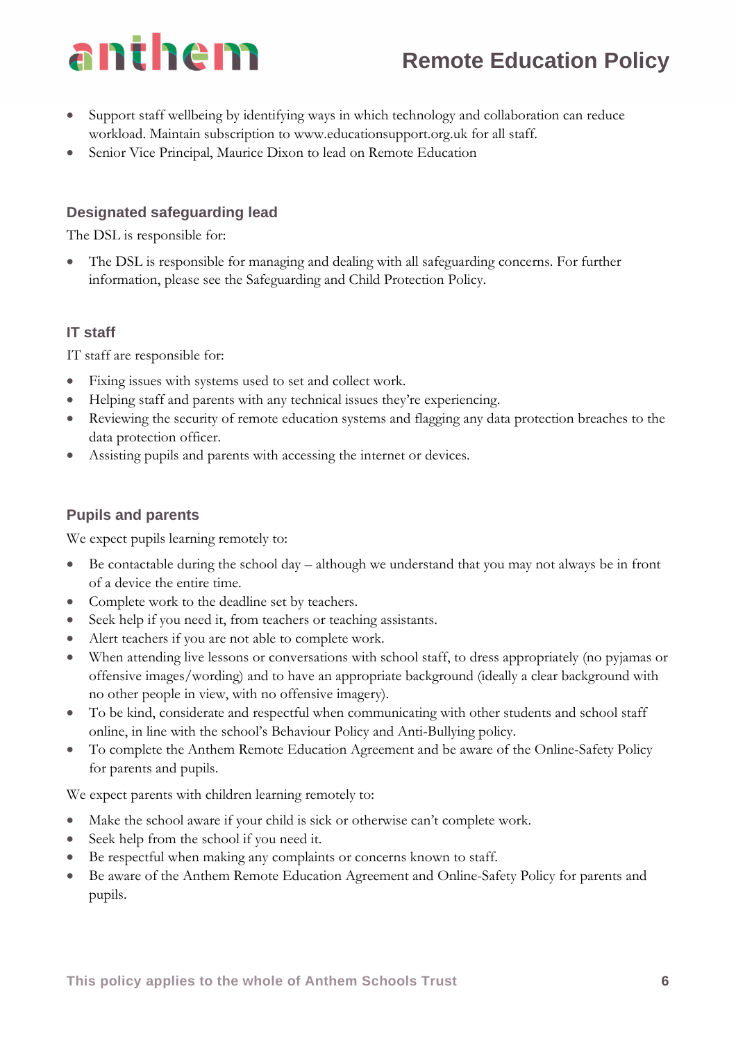- Support staff wellbeing by identifying ways in which technology and collaboration can reduce workload. Maintain subscription to www.educationsupport.org.uk for all staff.
- Senior Vice Principal, Maurice Dixon to lead on Remote Education

### Designated safeguarding lead

The DSL is responsible for:

- The DSL is responsible for managing and dealing with all safeguarding concerns. For further information, please see the Safeguarding and Child Protection Policy.

### IT staff

IT staff are responsible for:

- Fixing issues with systems used to set and collect work.
- Helping staff and parents with any technical issues they're experiencing.
- Reviewing the security of remote education systems and flagging any data protection breaches to the data protection officer.
- Assisting pupils and parents with accessing the internet or devices.

### Pupils and parents

We expect pupils learning remotely to:

- Be contactable during the school day – although we understand that you may not always be in front of a device the entire time.
- Complete work to the deadline set by teachers.
- Seek help if you need it, from teachers or teaching assistants.
- Alert teachers if you are not able to complete work.
- When attending live lessons or conversations with school staff, to dress appropriately (no pyjamas or offensive images/wording) and to have an appropriate background (ideally a clear background with no other people in view, with no offensive imagery).
- To be kind, considerate and respectful when communicating with other students and school staff online, in line with the school's Behaviour Policy and Anti-Bullying policy.
- To complete the Anthem Remote Education Agreement and be aware of the Online-Safety Policy for parents and pupils.

We expect parents with children learning remotely to:

- Make the school aware if your child is sick or otherwise can't complete work.
- Seek help from the school if you need it.
- Be respectful when making any complaints or concerns known to staff.
- Be aware of the Anthem Remote Education Agreement and Online-Safety Policy for parents and pupils.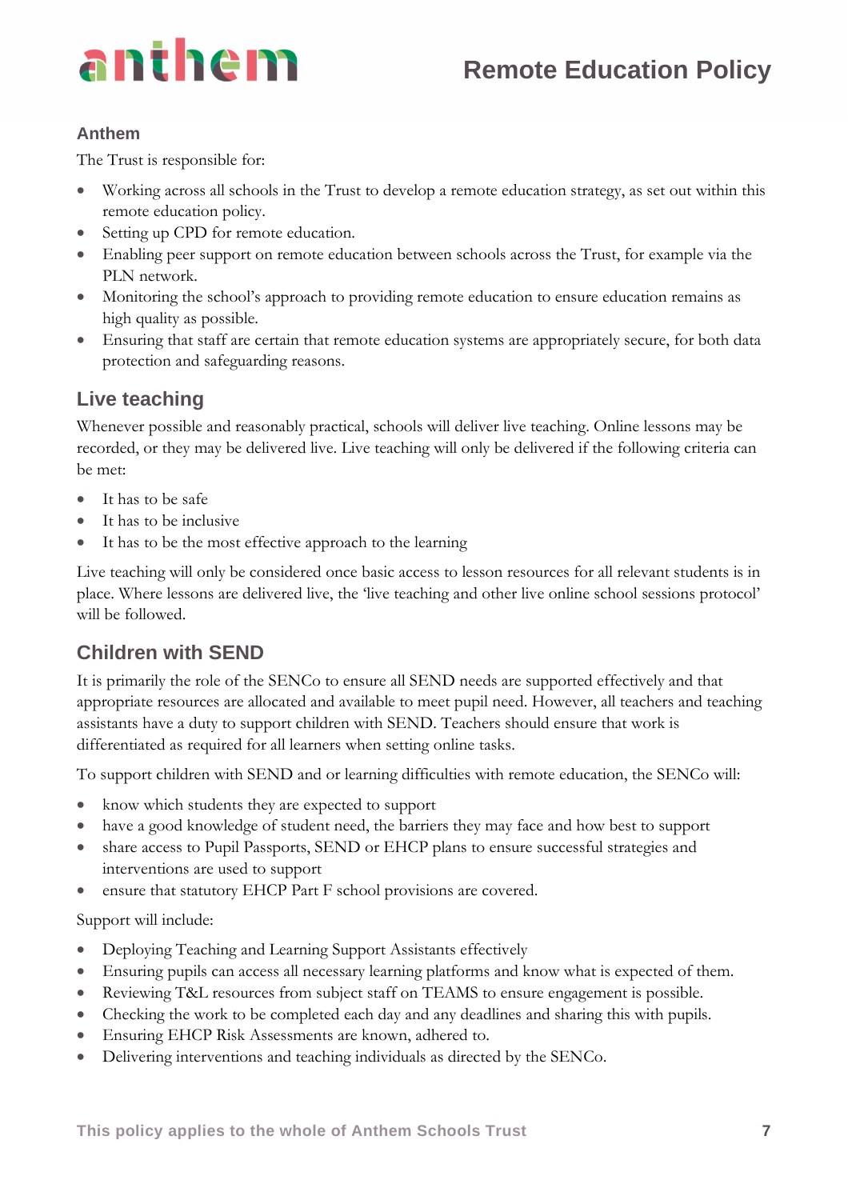### Anthem

The Trust is responsible for:

- Working across all schools in the Trust to develop a remote education strategy, as set out within this remote education policy.
- Setting up CPD for remote education.
- Enabling peer support on remote education between schools across the Trust, for example via the PLN network.
- Monitoring the school's approach to providing remote education to ensure education remains as high quality as possible.
- Ensuring that staff are certain that remote education systems are appropriately secure, for both data protection and safeguarding reasons.

## Live teaching

Whenever possible and reasonably practical, schools will deliver live teaching. Online lessons may be recorded, or they may be delivered live. Live teaching will only be delivered if the following criteria can be met:

- It has to be safe
- It has to be inclusive
- It has to be the most effective approach to the learning

Live teaching will only be considered once basic access to lesson resources for all relevant students is in place. Where lessons are delivered live, the 'live teaching and other live online school sessions protocol' will be followed.

## Children with SEND

It is primarily the role of the SENCo to ensure all SEND needs are supported effectively and that appropriate resources are allocated and available to meet pupil need. However, all teachers and teaching assistants have a duty to support children with SEND. Teachers should ensure that work is differentiated as required for all learners when setting online tasks.

To support children with SEND and or learning difficulties with remote education, the SENCo will:

- know which students they are expected to support
- have a good knowledge of student need, the barriers they may face and how best to support
- share access to Pupil Passports, SEND or EHCP plans to ensure successful strategies and interventions are used to support
- ensure that statutory EHCP Part F school provisions are covered.

Support will include:

- Deploying Teaching and Learning Support Assistants effectively
- Ensuring pupils can access all necessary learning platforms and know what is expected of them.
- Reviewing T&L resources from subject staff on TEAMS to ensure engagement is possible.
- Checking the work to be completed each day and any deadlines and sharing this with pupils.
- Ensuring EHCP Risk Assessments are known, adhered to.
- Delivering interventions and teaching individuals as directed by the SENCo.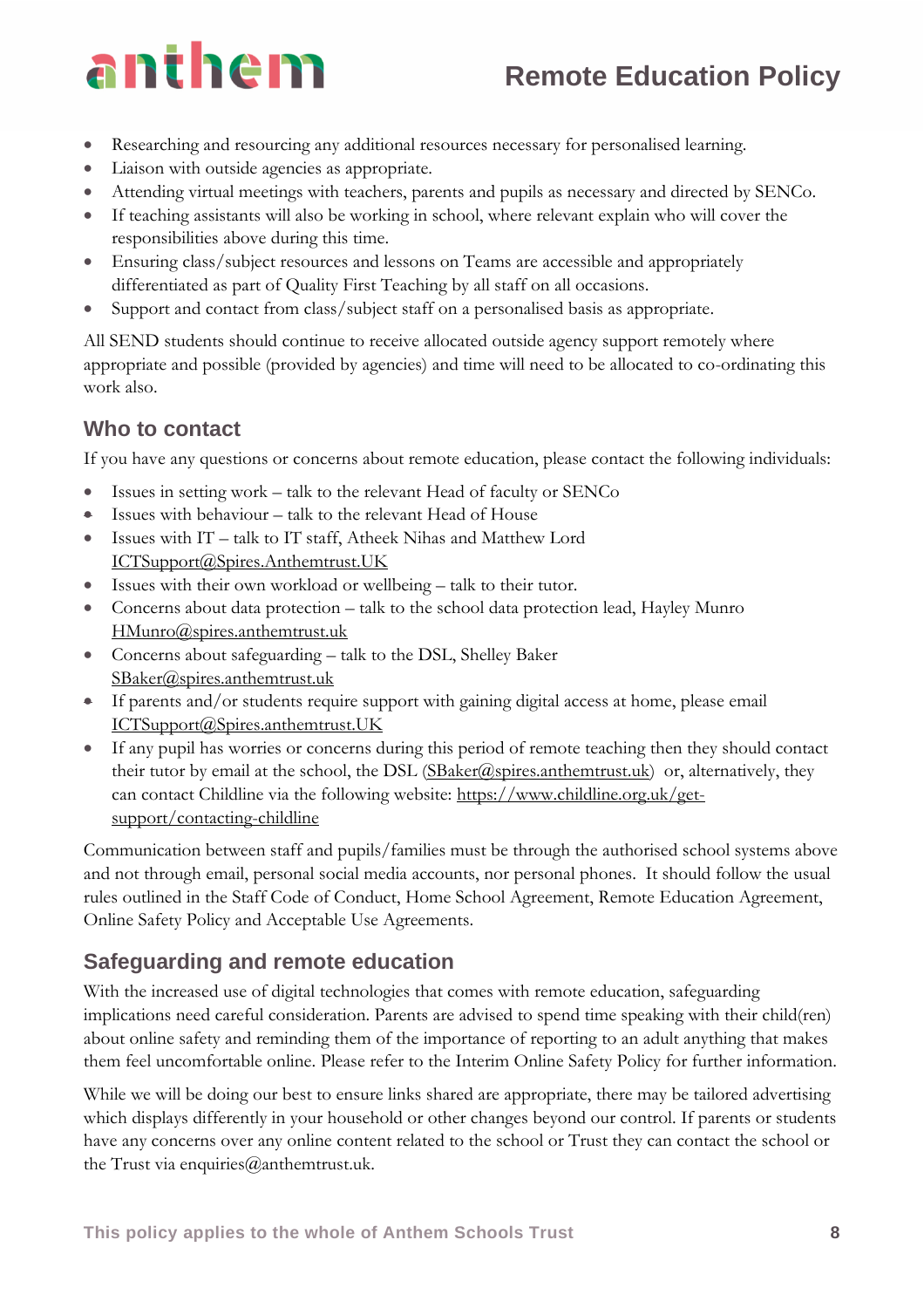- Researching and resourcing any additional resources necessary for personalised learning.
- Liaison with outside agencies as appropriate.
- Attending virtual meetings with teachers, parents and pupils as necessary and directed by SENCo.
- If teaching assistants will also be working in school, where relevant explain who will cover the responsibilities above during this time.
- Ensuring class/subject resources and lessons on Teams are accessible and appropriately differentiated as part of Quality First Teaching by all staff on all occasions.
- Support and contact from class/subject staff on a personalised basis as appropriate.

All SEND students should continue to receive allocated outside agency support remotely where appropriate and possible (provided by agencies) and time will need to be allocated to co-ordinating this work also.

## Who to contact

If you have any questions or concerns about remote education, please contact the following individuals:

- Issues in setting work – talk to the relevant Head of faculty or SENCo
- Issues with behaviour – talk to the relevant Head of House
- Issues with IT – talk to IT staff, Atheek Nihas and Matthew Lord ICTSupport@Spires.Anthemtrust.UK
- Issues with their own workload or wellbeing – talk to their tutor.
- Concerns about data protection – talk to the school data protection lead, Hayley Munro HMunro@spires.anthemtrust.uk
- Concerns about safeguarding – talk to the DSL, Shelley Baker SBaker@spires.anthemtrust.uk
- If parents and/or students require support with gaining digital access at home, please email ICTSupport@Spires.Anthemtrust.UK
- If any pupil has worries or concerns during this period of remote teaching then they should contact their tutor by email at the school, the DSL (SBaker@spires.anthemtrust.uk) or, alternatively, they can contact Childline via the following website: https://www.childline.org.uk/get-support/contacting-childline

Communication between staff and pupils/families must be through the authorised school systems above and not through email, personal social media accounts, nor personal phones. It should follow the usual rules outlined in the Staff Code of Conduct, Home School Agreement, Remote Education Agreement, Online Safety Policy and Acceptable Use Agreements.

## Safeguarding and remote education

With the increased use of digital technologies that comes with remote education, safeguarding implications need careful consideration. Parents are advised to spend time speaking with their child(ren) about online safety and reminding them of the importance of reporting to an adult anything that makes them feel uncomfortable online. Please refer to the Interim Online Safety Policy for further information.

While we will be doing our best to ensure links shared are appropriate, there may be tailored advertising which displays differently in your household or other changes beyond our control. If parents or students have any concerns over any online content related to the school or Trust they can contact the school or the Trust via enquiries@anthemtrust.uk.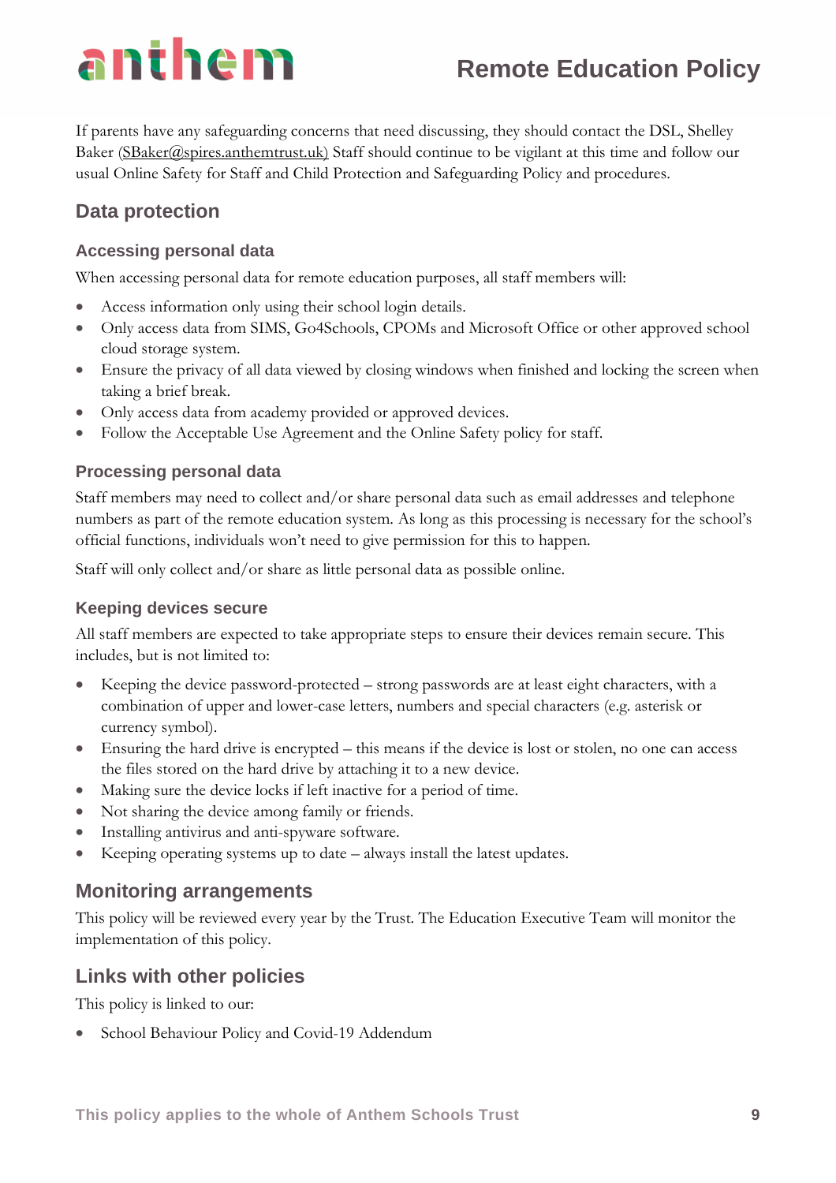If parents have any safeguarding concerns that need discussing, they should contact the DSL, Shelley Baker (SBaker@spires.anthemtrust.uk) Staff should continue to be vigilant at this time and follow our usual Online Safety for Staff and Child Protection and Safeguarding Policy and procedures.

## Data protection

### Accessing personal data

When accessing personal data for remote education purposes, all staff members will:

- Access information only using their school login details.
- Only access data from SIMS, Go4Schools, CPOMs and Microsoft Office or other approved school cloud storage system.
- Ensure the privacy of all data viewed by closing windows when finished and locking the screen when taking a brief break.
- Only access data from academy provided or approved devices.
- Follow the Acceptable Use Agreement and the Online Safety policy for staff.

### Processing personal data

Staff members may need to collect and/or share personal data such as email addresses and telephone numbers as part of the remote education system. As long as this processing is necessary for the school's official functions, individuals won't need to give permission for this to happen.

Staff will only collect and/or share as little personal data as possible online.

### Keeping devices secure

All staff members are expected to take appropriate steps to ensure their devices remain secure. This includes, but is not limited to:

- Keeping the device password-protected – strong passwords are at least eight characters, with a combination of upper and lower-case letters, numbers and special characters (e.g. asterisk or currency symbol).
- Ensuring the hard drive is encrypted – this means if the device is lost or stolen, no one can access the files stored on the hard drive by attaching it to a new device.
- Making sure the device locks if left inactive for a period of time.
- Not sharing the device among family or friends.
- Installing antivirus and anti-spyware software.
- Keeping operating systems up to date – always install the latest updates.

## Monitoring arrangements

This policy will be reviewed every year by the Trust. The Education Executive Team will monitor the implementation of this policy.

## Links with other policies

This policy is linked to our:

- School Behaviour Policy and Covid-19 Addendum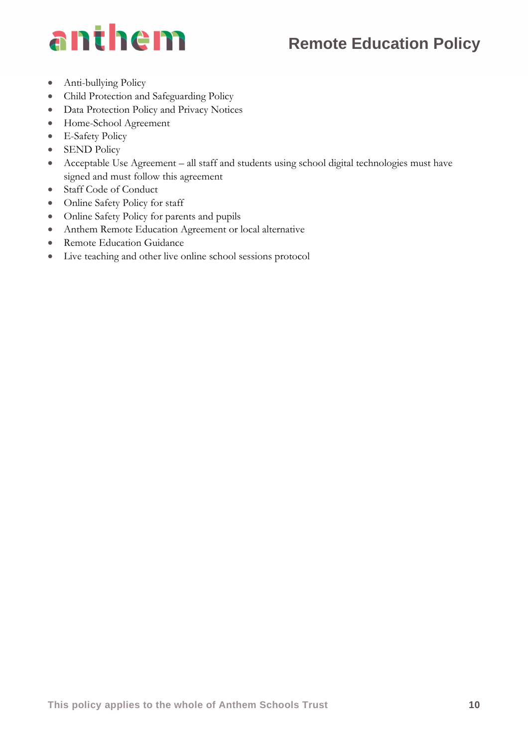- Anti-bullying Policy
- Child Protection and Safeguarding Policy
- Data Protection Policy and Privacy Notices
- Home-School Agreement
- E-Safety Policy
- SEND Policy
- Acceptable Use Agreement – all staff and students using school digital technologies must have signed and must follow this agreement
- Staff Code of Conduct
- Online Safety Policy for staff
- Online Safety Policy for parents and pupils
- Anthem Remote Education Agreement or local alternative
- Remote Education Guidance
- Live teaching and other live online school sessions protocol